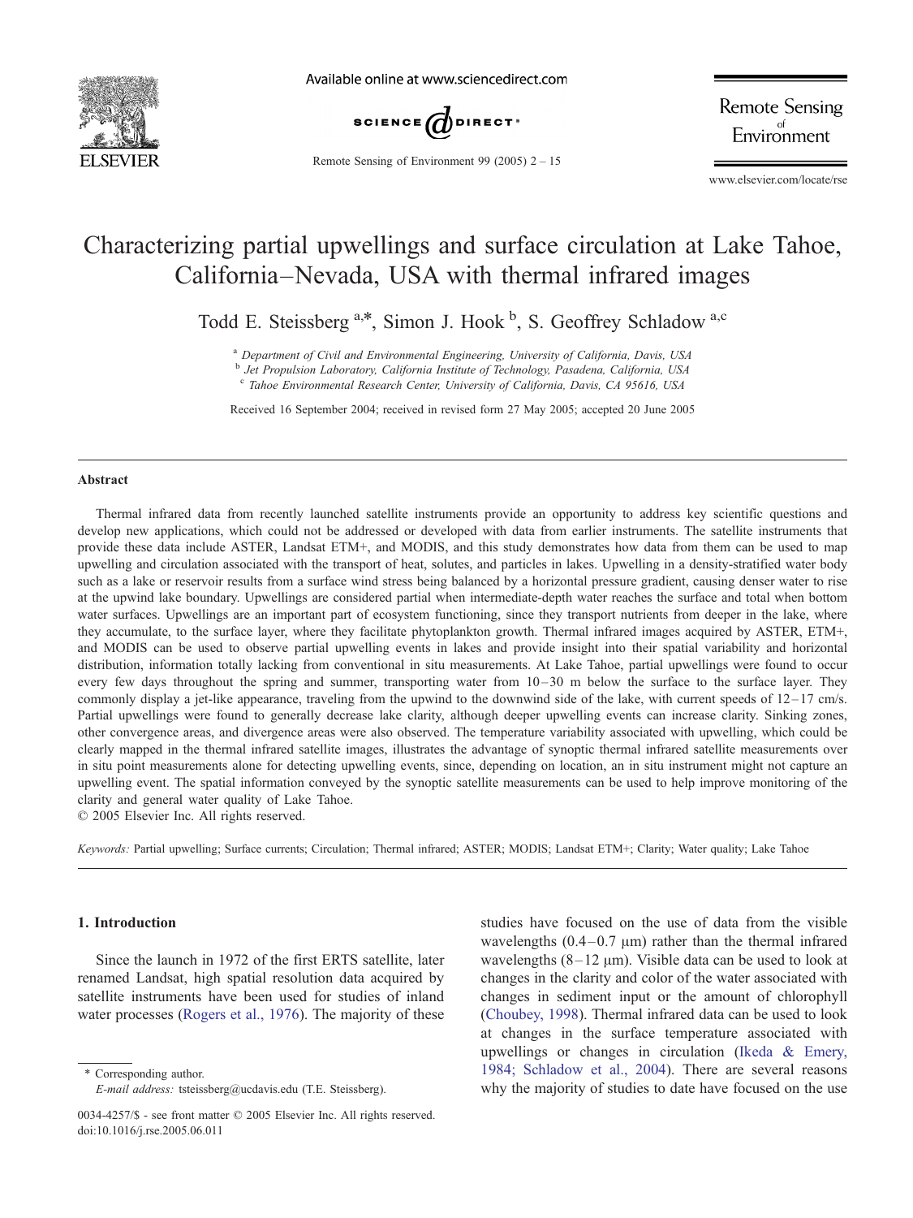# Characterizing partial upwellings and surface circulation at Lake Tahoe, California–Nevada, USA with thermal infrared images

Todd E. Steissberg [a,*], Simon J. Hook [b], S. Geoffrey Schladow [a,c]

[a] *Department of Civil and Environmental Engineering, University of California, Davis, USA*
[b] *Jet Propulsion Laboratory, California Institute of Technology, Pasadena, California, USA*
[c] *Tahoe Environmental Research Center, University of California, Davis, CA 95616, USA*

Received 16 September 2004; received in revised form 27 May 2005; accepted 20 June 2005

## Abstract

Thermal infrared data from recently launched satellite instruments provide an opportunity to address key scientific questions and develop new applications, which could not be addressed or developed with data from earlier instruments. The satellite instruments that provide these data include ASTER, Landsat ETM+, and MODIS, and this study demonstrates how data from them can be used to map upwelling and circulation associated with the transport of heat, solutes, and particles in lakes. Upwelling in a density-stratified water body such as a lake or reservoir results from a surface wind stress being balanced by a horizontal pressure gradient, causing denser water to rise at the upwind lake boundary. Upwellings are considered partial when intermediate-depth water reaches the surface and total when bottom water surfaces. Upwellings are an important part of ecosystem functioning, since they transport nutrients from deeper in the lake, where they accumulate, to the surface layer, where they facilitate phytoplankton growth. Thermal infrared images acquired by ASTER, ETM+, and MODIS can be used to observe partial upwelling events in lakes and provide insight into their spatial variability and horizontal distribution, information totally lacking from conventional in situ measurements. At Lake Tahoe, partial upwellings were found to occur every few days throughout the spring and summer, transporting water from 10–30 m below the surface to the surface layer. They commonly display a jet-like appearance, traveling from the upwind to the downwind side of the lake, with current speeds of 12–17 cm/s. Partial upwellings were found to generally decrease lake clarity, although deeper upwelling events can increase clarity. Sinking zones, other convergence areas, and divergence areas were also observed. The temperature variability associated with upwelling, which could be clearly mapped in the thermal infrared satellite images, illustrates the advantage of synoptic thermal infrared satellite measurements over in situ point measurements alone for detecting upwelling events, since, depending on location, an in situ instrument might not capture an upwelling event. The spatial information conveyed by the synoptic satellite measurements can be used to help improve monitoring of the clarity and general water quality of Lake Tahoe.

© 2005 Elsevier Inc. All rights reserved.

*Keywords:* Partial upwelling; Surface currents; Circulation; Thermal infrared; ASTER; MODIS; Landsat ETM+; Clarity; Water quality; Lake Tahoe

## 1. Introduction

Since the launch in 1972 of the first ERTS satellite, later renamed Landsat, high spatial resolution data acquired by satellite instruments have been used for studies of inland water processes (Rogers et al., 1976). The majority of these studies have focused on the use of data from the visible wavelengths (0.4–0.7 μm) rather than the thermal infrared wavelengths (8–12 μm). Visible data can be used to look at changes in the clarity and color of the water associated with changes in sediment input or the amount of chlorophyll (Choubey, 1998). Thermal infrared data can be used to look at changes in the surface temperature associated with upwellings or changes in circulation (Ikeda & Emery, 1984; Schladow et al., 2004). There are several reasons why the majority of studies to date have focused on the use

\* Corresponding author.
*E-mail address:* tsteissberg@ucdavis.edu (T.E. Steissberg).

0034-4257/$ - see front matter © 2005 Elsevier Inc. All rights reserved.
doi:10.1016/j.rse.2005.06.011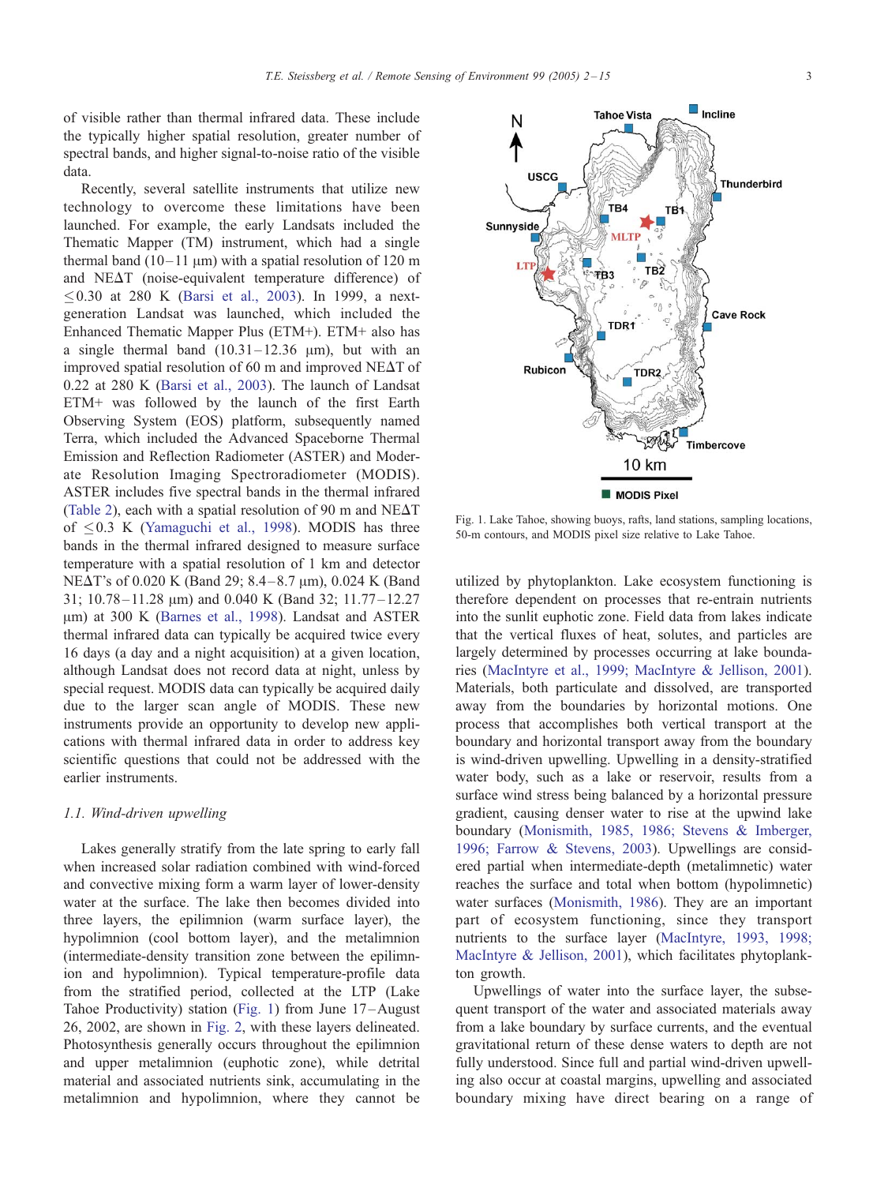of visible rather than thermal infrared data. These include the typically higher spatial resolution, greater number of spectral bands, and higher signal-to-noise ratio of the visible data.

Recently, several satellite instruments that utilize new technology to overcome these limitations have been launched. For example, the early Landsats included the Thematic Mapper (TM) instrument, which had a single thermal band (10–11 μm) with a spatial resolution of 120 m and NEΔT (noise-equivalent temperature difference) of ≤0.30 at 280 K (Barsi et al., 2003). In 1999, a next-generation Landsat was launched, which included the Enhanced Thematic Mapper Plus (ETM+). ETM+ also has a single thermal band (10.31–12.36 μm), but with an improved spatial resolution of 60 m and improved NEΔT of 0.22 at 280 K (Barsi et al., 2003). The launch of Landsat ETM+ was followed by the launch of the first Earth Observing System (EOS) platform, subsequently named Terra, which included the Advanced Spaceborne Thermal Emission and Reflection Radiometer (ASTER) and Moderate Resolution Imaging Spectroradiometer (MODIS). ASTER includes five spectral bands in the thermal infrared (Table 2), each with a spatial resolution of 90 m and NEΔT of ≤0.3 K (Yamaguchi et al., 1998). MODIS has three bands in the thermal infrared designed to measure surface temperature with a spatial resolution of 1 km and detector NEΔT's of 0.020 K (Band 29; 8.4–8.7 μm), 0.024 K (Band 31; 10.78–11.28 μm) and 0.040 K (Band 32; 11.77–12.27 μm) at 300 K (Barnes et al., 1998). Landsat and ASTER thermal infrared data can typically be acquired twice every 16 days (a day and a night acquisition) at a given location, although Landsat does not record data at night, unless by special request. MODIS data can typically be acquired daily due to the larger scan angle of MODIS. These new instruments provide an opportunity to develop new applications with thermal infrared data in order to address key scientific questions that could not be addressed with the earlier instruments.

### 1.1. Wind-driven upwelling

Lakes generally stratify from the late spring to early fall when increased solar radiation combined with wind-forced and convective mixing form a warm layer of lower-density water at the surface. The lake then becomes divided into three layers, the epilimnion (warm surface layer), the hypolimnion (cool bottom layer), and the metalimnion (intermediate-density transition zone between the epilimnion and hypolimnion). Typical temperature-profile data from the stratified period, collected at the LTP (Lake Tahoe Productivity) station (Fig. 1) from June 17–August 26, 2002, are shown in Fig. 2, with these layers delineated. Photosynthesis generally occurs throughout the epilimnion and upper metalimnion (euphotic zone), while detrital material and associated nutrients sink, accumulating in the metalimnion and hypolimnion, where they cannot be utilized by phytoplankton. Lake ecosystem functioning is therefore dependent on processes that re-entrain nutrients into the sunlit euphotic zone. Field data from lakes indicate that the vertical fluxes of heat, solutes, and particles are largely determined by processes occurring at lake boundaries (MacIntyre et al., 1999; MacIntyre & Jellison, 2001). Materials, both particulate and dissolved, are transported away from the boundaries by horizontal motions. One process that accomplishes both vertical transport at the boundary and horizontal transport away from the boundary is wind-driven upwelling. Upwelling in a density-stratified water body, such as a lake or reservoir, results from a surface wind stress being balanced by a horizontal pressure gradient, causing denser water to rise at the upwind lake boundary (Monismith, 1985, 1986; Stevens & Imberger, 1996; Farrow & Stevens, 2003). Upwellings are considered partial when intermediate-depth (metalimnetic) water reaches the surface and total when bottom (hypolimnetic) water surfaces (Monismith, 1986). They are an important part of ecosystem functioning, since they transport nutrients to the surface layer (MacIntyre, 1993, 1998; MacIntyre & Jellison, 2001), which facilitates phytoplankton growth.

Upwellings of water into the surface layer, the subsequent transport of the water and associated materials away from a lake boundary by surface currents, and the eventual gravitational return of these dense waters to depth are not fully understood. Since full and partial wind-driven upwelling also occur at coastal margins, upwelling and associated boundary mixing have direct bearing on a range of

Fig. 1. Lake Tahoe, showing buoys, rafts, land stations, sampling locations, 50-m contours, and MODIS pixel size relative to Lake Tahoe.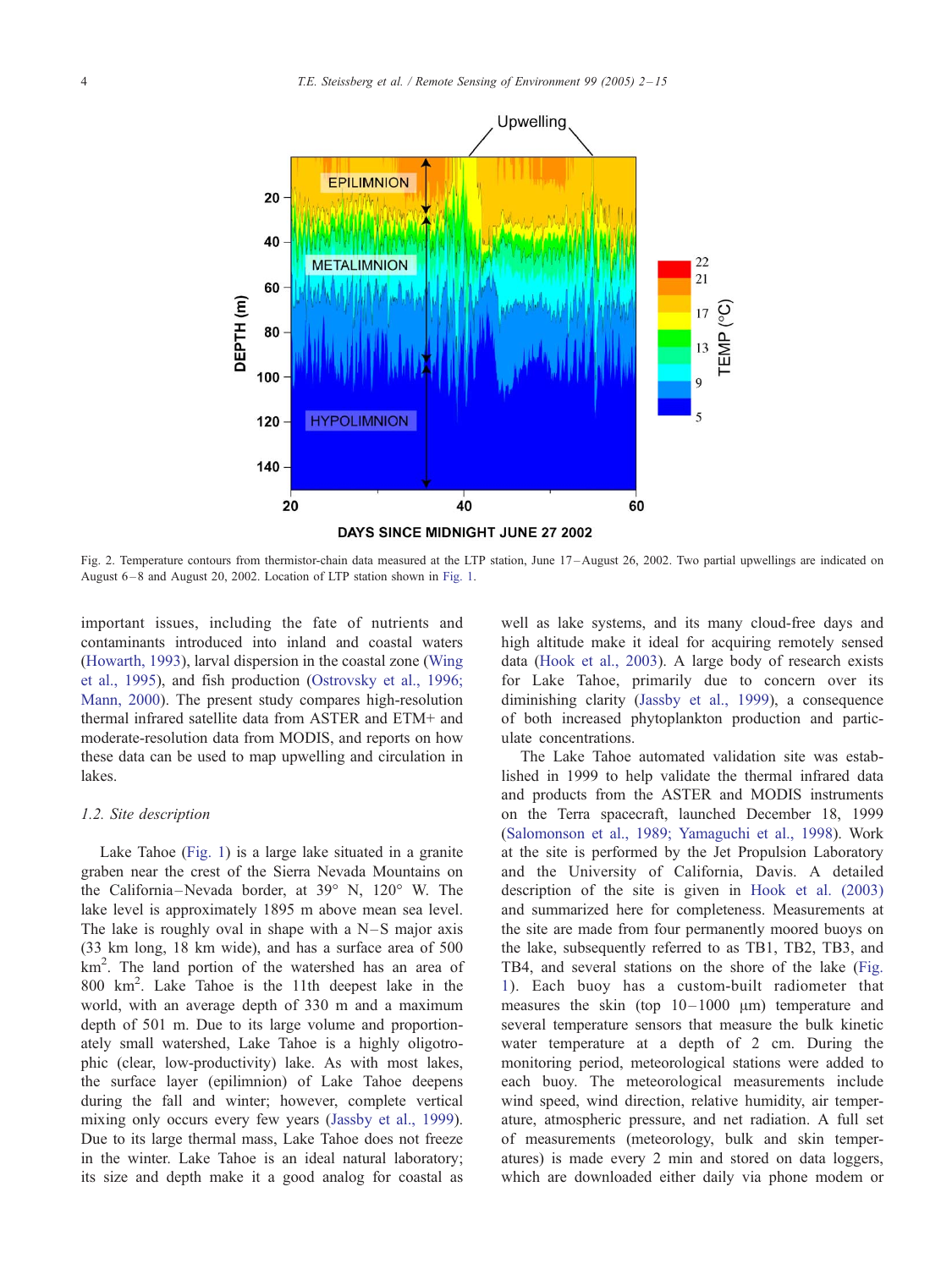Fig. 2. Temperature contours from thermistor-chain data measured at the LTP station, June 17–August 26, 2002. Two partial upwellings are indicated on August 6–8 and August 20, 2002. Location of LTP station shown in Fig. 1.

important issues, including the fate of nutrients and contaminants introduced into inland and coastal waters (Howarth, 1993), larval dispersion in the coastal zone (Wing et al., 1995), and fish production (Ostrovsky et al., 1996; Mann, 2000). The present study compares high-resolution thermal infrared satellite data from ASTER and ETM+ and moderate-resolution data from MODIS, and reports on how these data can be used to map upwelling and circulation in lakes.

### 1.2. Site description

Lake Tahoe (Fig. 1) is a large lake situated in a granite graben near the crest of the Sierra Nevada Mountains on the California–Nevada border, at 39° N, 120° W. The lake level is approximately 1895 m above mean sea level. The lake is roughly oval in shape with a N–S major axis (33 km long, 18 km wide), and has a surface area of 500 $km^2$. The land portion of the watershed has an area of 800 $km^2$. Lake Tahoe is the 11th deepest lake in the world, with an average depth of 330 m and a maximum depth of 501 m. Due to its large volume and proportionately small watershed, Lake Tahoe is a highly oligotrophic (clear, low-productivity) lake. As with most lakes, the surface layer (epilimnion) of Lake Tahoe deepens during the fall and winter; however, complete vertical mixing only occurs every few years (Jassby et al., 1999). Due to its large thermal mass, Lake Tahoe does not freeze in the winter. Lake Tahoe is an ideal natural laboratory; its size and depth make it a good analog for coastal as well as lake systems, and its many cloud-free days and high altitude make it ideal for acquiring remotely sensed data (Hook et al., 2003). A large body of research exists for Lake Tahoe, primarily due to concern over its diminishing clarity (Jassby et al., 1999), a consequence of both increased phytoplankton production and particulate concentrations.

The Lake Tahoe automated validation site was established in 1999 to help validate the thermal infrared data and products from the ASTER and MODIS instruments on the Terra spacecraft, launched December 18, 1999 (Salomonson et al., 1989; Yamaguchi et al., 1998). Work at the site is performed by the Jet Propulsion Laboratory and the University of California, Davis. A detailed description of the site is given in Hook et al. (2003) and summarized here for completeness. Measurements at the site are made from four permanently moored buoys on the lake, subsequently referred to as TB1, TB2, TB3, and TB4, and several stations on the shore of the lake (Fig. 1). Each buoy has a custom-built radiometer that measures the skin (top 10–1000 μm) temperature and several temperature sensors that measure the bulk kinetic water temperature at a depth of 2 cm. During the monitoring period, meteorological stations were added to each buoy. The meteorological measurements include wind speed, wind direction, relative humidity, air temperature, atmospheric pressure, and net radiation. A full set of measurements (meteorology, bulk and skin temperatures) is made every 2 min and stored on data loggers, which are downloaded either daily via phone modem or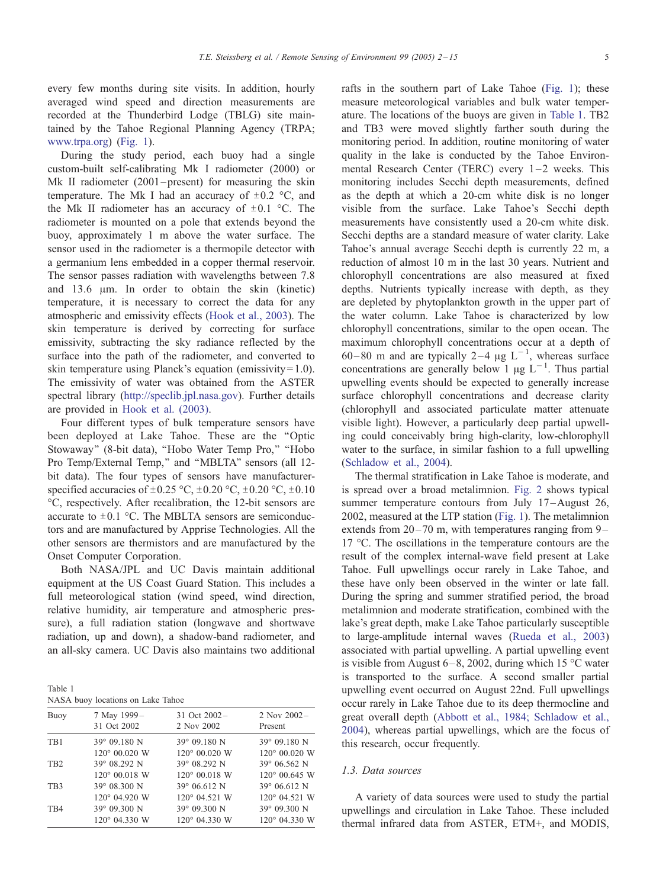every few months during site visits. In addition, hourly averaged wind speed and direction measurements are recorded at the Thunderbird Lodge (TBLG) site maintained by the Tahoe Regional Planning Agency (TRPA; www.trpa.org) (Fig. 1).

During the study period, each buoy had a single custom-built self-calibrating Mk I radiometer (2000) or Mk II radiometer (2001–present) for measuring the skin temperature. The Mk I had an accuracy of ±0.2 °C, and the Mk II radiometer has an accuracy of ±0.1 °C. The radiometer is mounted on a pole that extends beyond the buoy, approximately 1 m above the water surface. The sensor used in the radiometer is a thermopile detector with a germanium lens embedded in a copper thermal reservoir. The sensor passes radiation with wavelengths between 7.8 and 13.6 μm. In order to obtain the skin (kinetic) temperature, it is necessary to correct the data for any atmospheric and emissivity effects (Hook et al., 2003). The skin temperature is derived by correcting for surface emissivity, subtracting the sky radiance reflected by the surface into the path of the radiometer, and converted to skin temperature using Planck's equation (emissivity = 1.0). The emissivity of water was obtained from the ASTER spectral library (http://speclib.jpl.nasa.gov). Further details are provided in Hook et al. (2003).

Four different types of bulk temperature sensors have been deployed at Lake Tahoe. These are the "Optic Stowaway" (8-bit data), "Hobo Water Temp Pro," "Hobo Pro Temp/External Temp," and "MBLTA" sensors (all 12-bit data). The four types of sensors have manufacturer-specified accuracies of ±0.25 °C, ±0.20 °C, ±0.20 °C, ±0.10 °C, respectively. After recalibration, the 12-bit sensors are accurate to ±0.1 °C. The MBLTA sensors are semiconductors and are manufactured by Apprise Technologies. All the other sensors are thermistors and are manufactured by the Onset Computer Corporation.

Both NASA/JPL and UC Davis maintain additional equipment at the US Coast Guard Station. This includes a full meteorological station (wind speed, wind direction, relative humidity, air temperature and atmospheric pressure), a full radiation station (longwave and shortwave radiation, up and down), a shadow-band radiometer, and an all-sky camera. UC Davis also maintains two additional rafts in the southern part of Lake Tahoe (Fig. 1); these measure meteorological variables and bulk water temperature. The locations of the buoys are given in Table 1. TB2 and TB3 were moved slightly farther south during the monitoring period. In addition, routine monitoring of water quality in the lake is conducted by the Tahoe Environmental Research Center (TERC) every 1–2 weeks. This monitoring includes Secchi depth measurements, defined as the depth at which a 20-cm white disk is no longer visible from the surface. Lake Tahoe's Secchi depth measurements have consistently used a 20-cm white disk. Secchi depths are a standard measure of water clarity. Lake Tahoe's annual average Secchi depth is currently 22 m, a reduction of almost 10 m in the last 30 years. Nutrient and chlorophyll concentrations are also measured at fixed depths. Nutrients typically increase with depth, as they are depleted by phytoplankton growth in the upper part of the water column. Lake Tahoe is characterized by low chlorophyll concentrations, similar to the open ocean. The maximum chlorophyll concentrations occur at a depth of 60–80 m and are typically 2–4 μg $L^{-1}$, whereas surface concentrations are generally below 1 μg $L^{-1}$. Thus partial upwelling events should be expected to generally increase surface chlorophyll concentrations and decrease clarity (chlorophyll and associated particulate matter attenuate visible light). However, a particularly deep partial upwelling could conceivably bring high-clarity, low-chlorophyll water to the surface, in similar fashion to a full upwelling (Schladow et al., 2004).

The thermal stratification in Lake Tahoe is moderate, and is spread over a broad metalimnion. Fig. 2 shows typical summer temperature contours from July 17–August 26, 2002, measured at the LTP station (Fig. 1). The metalimnion extends from 20–70 m, with temperatures ranging from 9–17 °C. The oscillations in the temperature contours are the result of the complex internal-wave field present at Lake Tahoe. Full upwellings occur rarely in Lake Tahoe, and these have only been observed in the winter or late fall. During the spring and summer stratified period, the broad metalimnion and moderate stratification, combined with the lake's great depth, make Lake Tahoe particularly susceptible to large-amplitude internal waves (Rueda et al., 2003) associated with partial upwelling. A partial upwelling event is visible from August 6–8, 2002, during which 15 °C water is transported to the surface. A second smaller partial upwelling event occurred on August 22nd. Full upwellings occur rarely in Lake Tahoe due to its deep thermocline and great overall depth (Abbott et al., 1984; Schladow et al., 2004), whereas partial upwellings, which are the focus of this research, occur frequently.

Table 1
NASA buoy locations on Lake Tahoe

| Buoy | 7 May 1999–31 Oct 2002 | 31 Oct 2002–2 Nov 2002 | 2 Nov 2002–Present |
|---|---|---|---|
| TB1 | 39° 09.180 N<br>120° 00.020 W | 39° 09.180 N<br>120° 00.020 W | 39° 09.180 N<br>120° 00.020 W |
| TB2 | 39° 08.292 N<br>120° 00.018 W | 39° 08.292 N<br>120° 00.018 W | 39° 06.562 N<br>120° 00.645 W |
| TB3 | 39° 08.300 N<br>120° 04.920 W | 39° 06.612 N<br>120° 04.521 W | 39° 06.612 N<br>120° 04.521 W |
| TB4 | 39° 09.300 N<br>120° 04.330 W | 39° 09.300 N<br>120° 04.330 W | 39° 09.300 N<br>120° 04.330 W |

### 1.3. Data sources

A variety of data sources were used to study the partial upwellings and circulation in Lake Tahoe. These included thermal infrared data from ASTER, ETM+, and MODIS,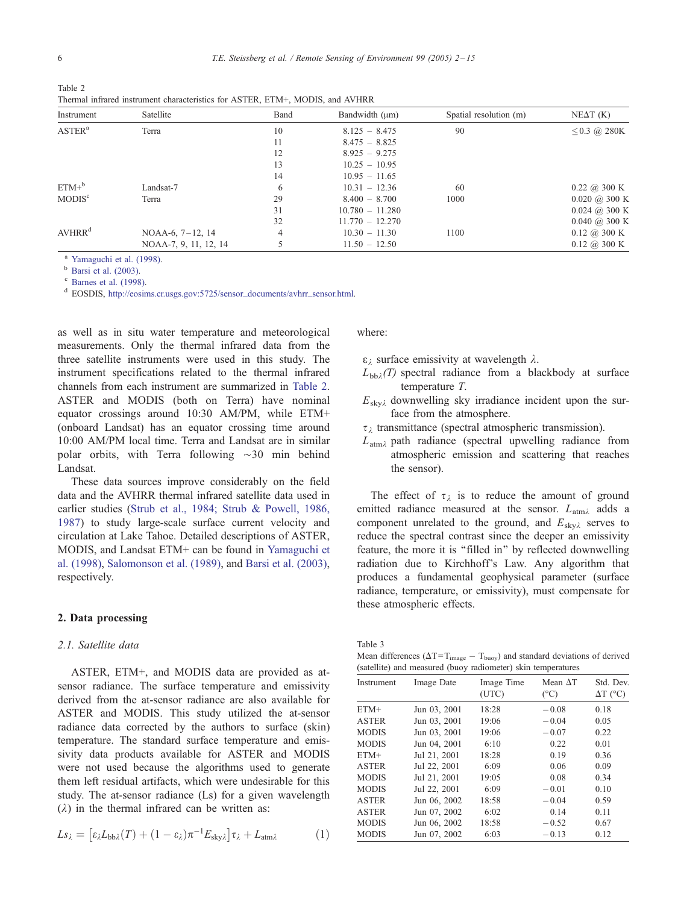Table 2
Thermal infrared instrument characteristics for ASTER, ETM+, MODIS, and AVHRR

| Instrument | Satellite | Band | Bandwidth (μm) | Spatial resolution (m) | NEΔT (K) |
|---|---|---|---|---|---|
| ASTER[a] | Terra | 10 | 8.125 – 8.475 | 90 | ≤0.3 @ 280K |
| | | 11 | 8.475 – 8.825 | | |
| | | 12 | 8.925 – 9.275 | | |
| | | 13 | 10.25 – 10.95 | | |
| | | 14 | 10.95 – 11.65 | | |
| ETM+[b] | Landsat-7 | 6 | 10.31 – 12.36 | 60 | 0.22 @ 300 K |
| MODIS[c] | Terra | 29 | 8.400 – 8.700 | 1000 | 0.020 @ 300 K |
| | | 31 | 10.780 – 11.280 | | 0.024 @ 300 K |
| | | 32 | 11.770 – 12.270 | | 0.040 @ 300 K |
| AVHRR[d] | NOAA-6, 7–12, 14 | 4 | 10.30 – 11.30 | 1100 | 0.12 @ 300 K |
| | NOAA-7, 9, 11, 12, 14 | 5 | 11.50 – 12.50 | | 0.12 @ 300 K |

[a] Yamaguchi et al. (1998).
[b] Barsi et al. (2003).
[c] Barnes et al. (1998).
[d] EOSDIS, http://eosims.cr.usgs.gov:5725/sensor_documents/avhrr_sensor.html.

as well as in situ water temperature and meteorological measurements. Only the thermal infrared data from the three satellite instruments were used in this study. The instrument specifications related to the thermal infrared channels from each instrument are summarized in Table 2. ASTER and MODIS (both on Terra) have nominal equator crossings around 10:30 AM/PM, while ETM+ (onboard Landsat) has an equator crossing time around 10:00 AM/PM local time. Terra and Landsat are in similar polar orbits, with Terra following ~30 min behind Landsat.

These data sources improve considerably on the field data and the AVHRR thermal infrared satellite data used in earlier studies (Strub et al., 1984; Strub & Powell, 1986, 1987) to study large-scale surface current velocity and circulation at Lake Tahoe. Detailed descriptions of ASTER, MODIS, and Landsat ETM+ can be found in Yamaguchi et al. (1998), Salomonson et al. (1989), and Barsi et al. (2003), respectively.

## 2. Data processing

### 2.1. Satellite data

ASTER, ETM+, and MODIS data are provided as at-sensor radiance. The surface temperature and emissivity derived from the at-sensor radiance are also available for ASTER and MODIS. This study utilized the at-sensor radiance data corrected by the authors to surface (skin) temperature. The standard surface temperature and emissivity data products available for ASTER and MODIS were not used because the algorithms used to generate them left residual artifacts, which were undesirable for this study. The at-sensor radiance (Ls) for a given wavelength ($\lambda$) in the thermal infrared can be written as:

$$Ls_{\lambda} = \left[\varepsilon_{\lambda} L_{\mathrm{bb}\lambda}(T) + (1-\varepsilon_{\lambda})\pi^{-1}E_{\mathrm{sky}\lambda}\right]\tau_{\lambda} + L_{\mathrm{atm}\lambda} \quad (1)$$

where:

- $\varepsilon_{\lambda}$ surface emissivity at wavelength $\lambda$.
- $L_{\mathrm{bb}\lambda}(T)$ spectral radiance from a blackbody at surface temperature $T$.
- $E_{\mathrm{sky}\lambda}$ downwelling sky irradiance incident upon the surface from the atmosphere.
- $\tau_{\lambda}$ transmittance (spectral atmospheric transmission).
- $L_{\mathrm{atm}\lambda}$ path radiance (spectral upwelling radiance from atmospheric emission and scattering that reaches the sensor).

The effect of $\tau_{\lambda}$ is to reduce the amount of ground emitted radiance measured at the sensor. $L_{\mathrm{atm}\lambda}$ adds a component unrelated to the ground, and $E_{\mathrm{sky}\lambda}$ serves to reduce the spectral contrast since the deeper an emissivity feature, the more it is "filled in" by reflected downwelling radiation due to Kirchhoff's Law. Any algorithm that produces a fundamental geophysical parameter (surface radiance, temperature, or emissivity), must compensate for these atmospheric effects.

Table 3
Mean differences ($\Delta T = T_{\mathrm{image}} - T_{\mathrm{buoy}}$) and standard deviations of derived (satellite) and measured (buoy radiometer) skin temperatures

| Instrument | Image Date | Image Time (UTC) | Mean ΔT (°C) | Std. Dev. ΔT (°C) |
|---|---|---|---|---|
| ETM+ | Jun 03, 2001 | 18:28 | −0.08 | 0.18 |
| ASTER | Jun 03, 2001 | 19:06 | −0.04 | 0.05 |
| MODIS | Jun 03, 2001 | 19:06 | −0.07 | 0.22 |
| MODIS | Jun 04, 2001 | 6:10 | 0.22 | 0.01 |
| ETM+ | Jul 21, 2001 | 18:28 | 0.19 | 0.36 |
| ASTER | Jul 22, 2001 | 6:09 | 0.06 | 0.09 |
| MODIS | Jul 21, 2001 | 19:05 | 0.08 | 0.34 |
| MODIS | Jul 22, 2001 | 6:09 | −0.01 | 0.10 |
| ASTER | Jun 06, 2002 | 18:58 | −0.04 | 0.59 |
| ASTER | Jun 07, 2002 | 6:02 | 0.14 | 0.11 |
| MODIS | Jun 06, 2002 | 18:58 | −0.52 | 0.67 |
| MODIS | Jun 07, 2002 | 6:03 | −0.13 | 0.12 |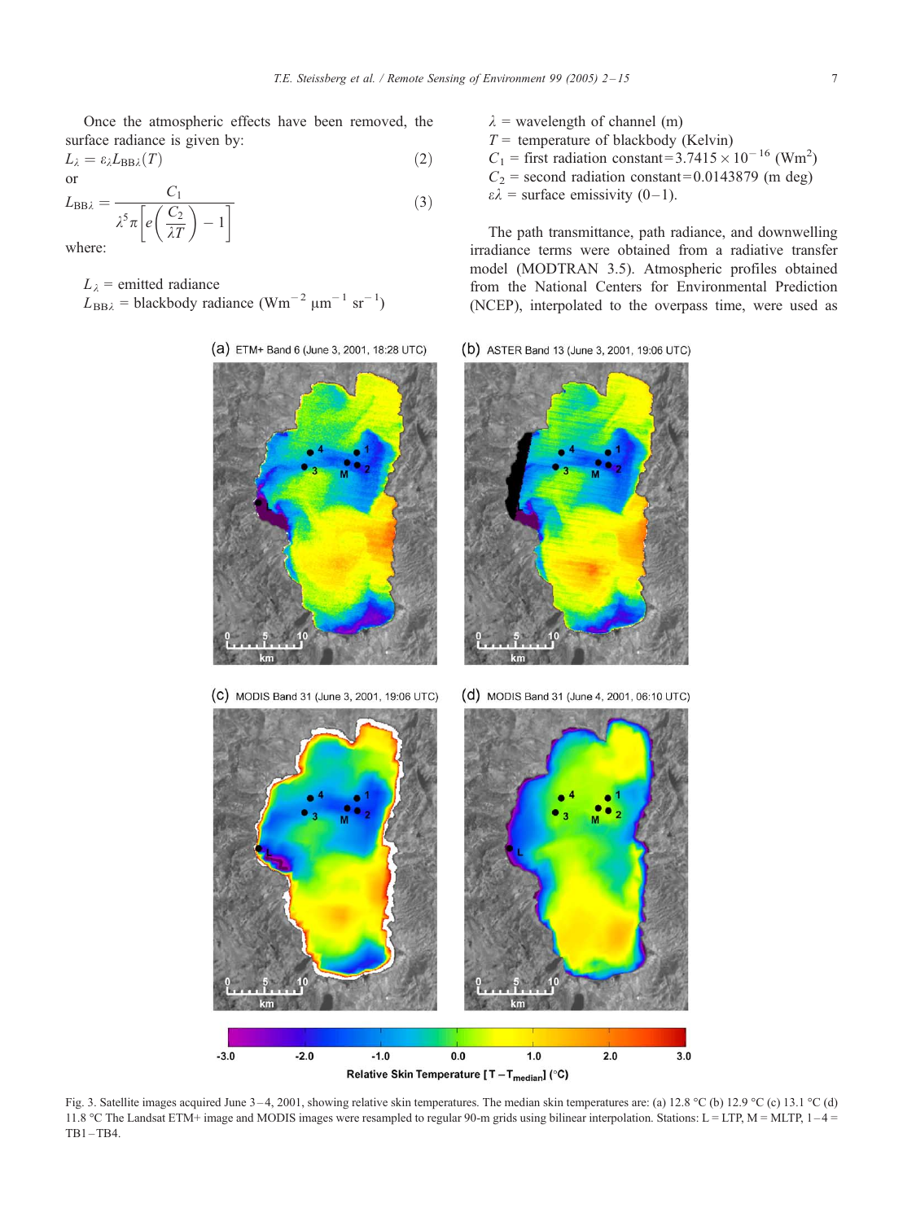Once the atmospheric effects have been removed, the surface radiance is given by:

$$L_\lambda = \varepsilon_\lambda L_{\mathrm{BB}\lambda}(T) \tag{2}$$

or

$$L_{\mathrm{BB}\lambda} = \frac{C_1}{\lambda^5 \pi \left[ e\left(\frac{C_2}{\lambda T}\right) - 1 \right]} \tag{3}$$

where:

$L_\lambda$ = emitted radiance
$L_{\mathrm{BB}\lambda}$ = blackbody radiance ($\mathrm{Wm}^{-2}\ \mu\mathrm{m}^{-1}\ \mathrm{sr}^{-1}$)
$\lambda$ = wavelength of channel (m)
$T$ = temperature of blackbody (Kelvin)
$C_1$ = first radiation constant = $3.7415 \times 10^{-16}$ ($\mathrm{Wm}^2$)
$C_2$ = second radiation constant = 0.0143879 (m deg)
$\varepsilon\lambda$ = surface emissivity (0–1).

The path transmittance, path radiance, and downwelling irradiance terms were obtained from a radiative transfer model (MODTRAN 3.5). Atmospheric profiles obtained from the National Centers for Environmental Prediction (NCEP), interpolated to the overpass time, were used as

Fig. 3. Satellite images acquired June 3–4, 2001, showing relative skin temperatures. The median skin temperatures are: (a) 12.8 °C (b) 12.9 °C (c) 13.1 °C (d) 11.8 °C The Landsat ETM+ image and MODIS images were resampled to regular 90-m grids using bilinear interpolation. Stations: L = LTP, M = MLTP, 1–4 = TB1–TB4.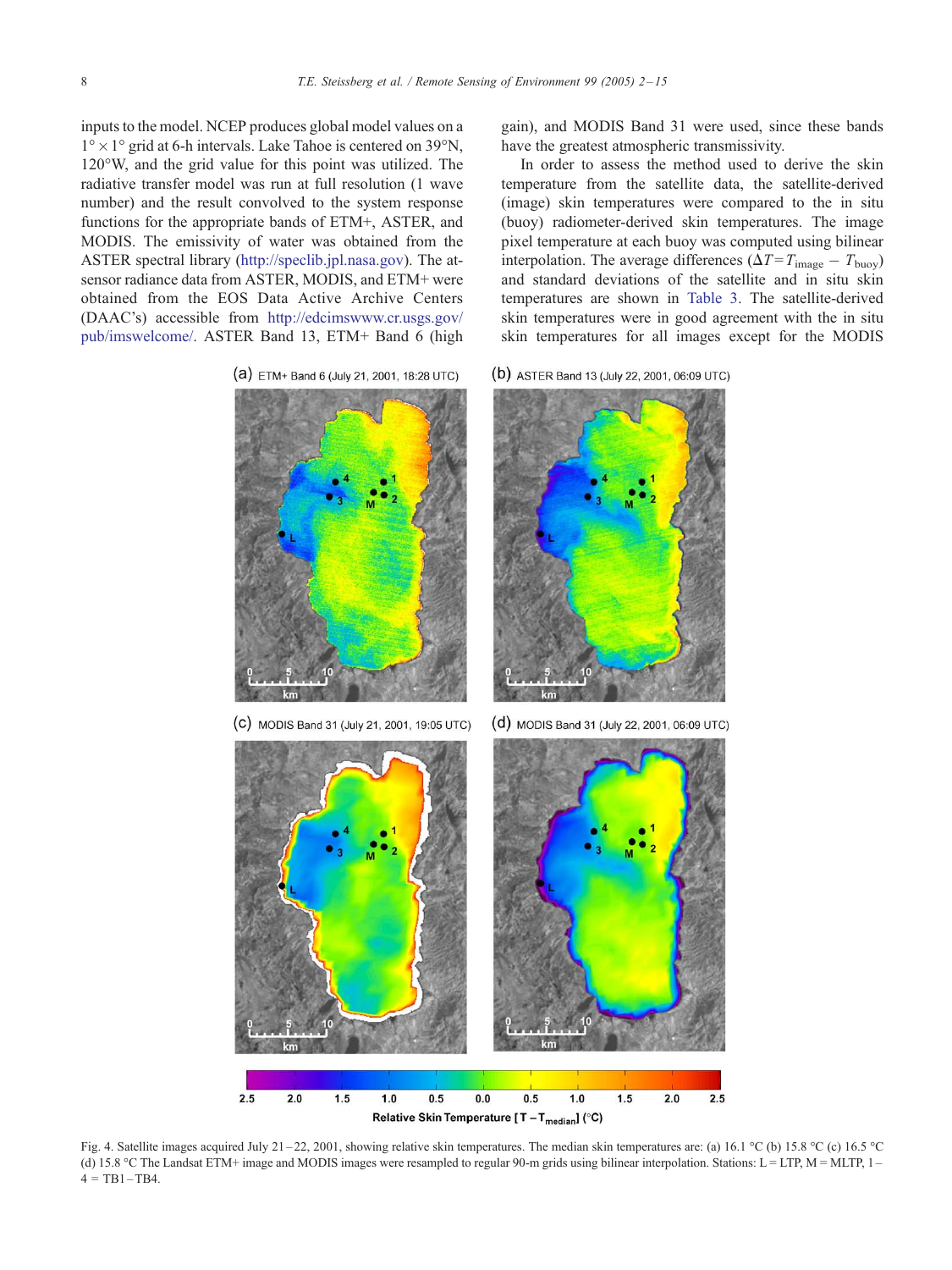inputs to the model. NCEP produces global model values on a $1° \times 1°$ grid at 6-h intervals. Lake Tahoe is centered on 39°N, 120°W, and the grid value for this point was utilized. The radiative transfer model was run at full resolution (1 wave number) and the result convolved to the system response functions for the appropriate bands of ETM+, ASTER, and MODIS. The emissivity of water was obtained from the ASTER spectral library (http://speclib.jpl.nasa.gov). The at-sensor radiance data from ASTER, MODIS, and ETM+ were obtained from the EOS Data Active Archive Centers (DAAC's) accessible from http://edcimswww.cr.usgs.gov/pub/imswelcome/. ASTER Band 13, ETM+ Band 6 (high gain), and MODIS Band 31 were used, since these bands have the greatest atmospheric transmissivity.

In order to assess the method used to derive the skin temperature from the satellite data, the satellite-derived (image) skin temperatures were compared to the in situ (buoy) radiometer-derived skin temperatures. The image pixel temperature at each buoy was computed using bilinear interpolation. The average differences ($\Delta T = T_{\mathrm{image}} - T_{\mathrm{buoy}}$) and standard deviations of the satellite and in situ skin temperatures are shown in Table 3. The satellite-derived skin temperatures were in good agreement with the in situ skin temperatures for all images except for the MODIS

Fig. 4. Satellite images acquired July 21–22, 2001, showing relative skin temperatures. The median skin temperatures are: (a) 16.1 °C (b) 15.8 °C (c) 16.5 °C (d) 15.8 °C The Landsat ETM+ image and MODIS images were resampled to regular 90-m grids using bilinear interpolation. Stations: L = LTP, M = MLTP, 1–4 = TB1–TB4.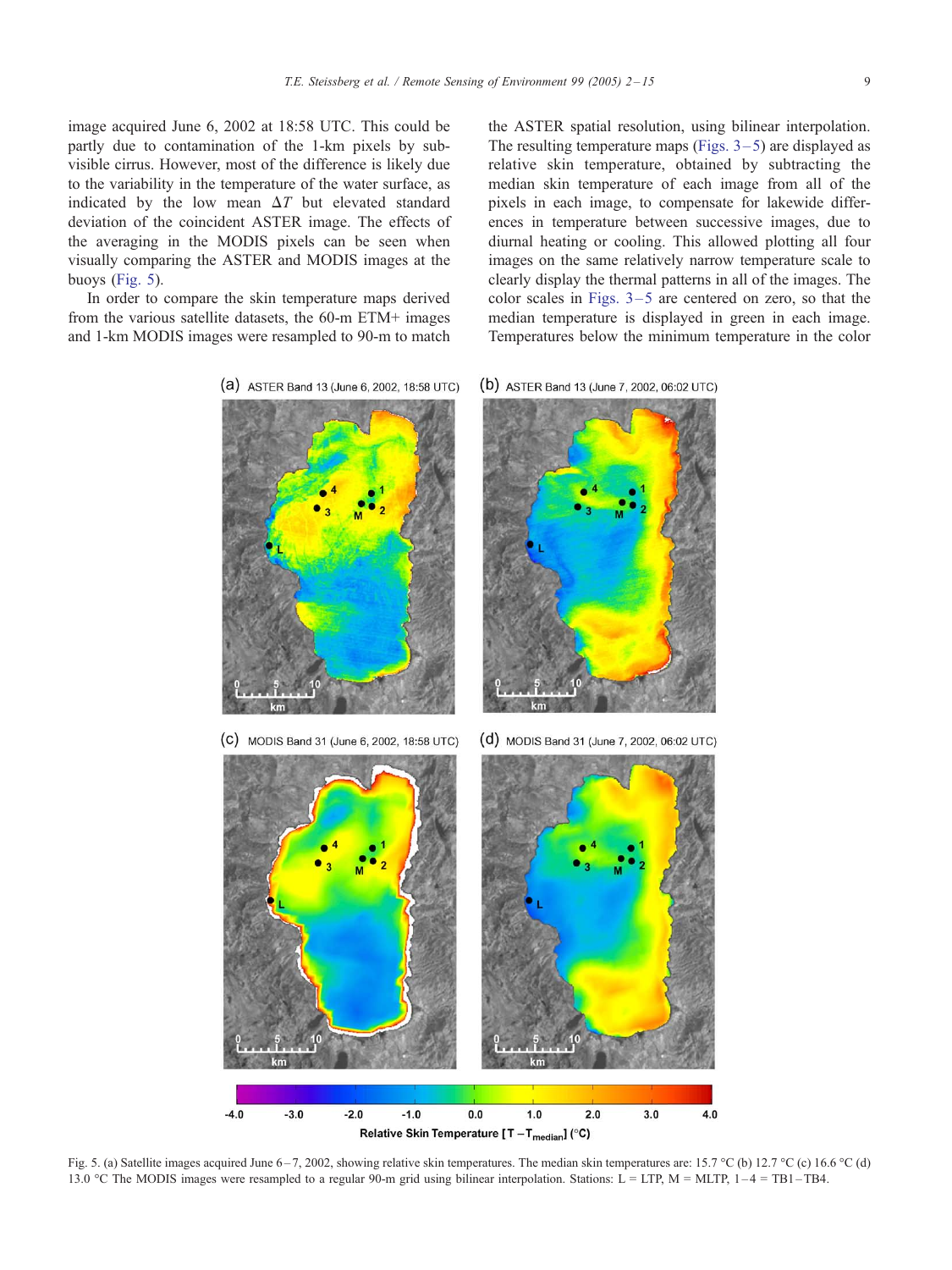image acquired June 6, 2002 at 18:58 UTC. This could be partly due to contamination of the 1-km pixels by sub-visible cirrus. However, most of the difference is likely due to the variability in the temperature of the water surface, as indicated by the low mean $\Delta T$ but elevated standard deviation of the coincident ASTER image. The effects of the averaging in the MODIS pixels can be seen when visually comparing the ASTER and MODIS images at the buoys (Fig. 5).

In order to compare the skin temperature maps derived from the various satellite datasets, the 60-m ETM+ images and 1-km MODIS images were resampled to 90-m to match the ASTER spatial resolution, using bilinear interpolation. The resulting temperature maps (Figs. 3–5) are displayed as relative skin temperature, obtained by subtracting the median skin temperature of each image from all of the pixels in each image, to compensate for lakewide differences in temperature between successive images, due to diurnal heating or cooling. This allowed plotting all four images on the same relatively narrow temperature scale to clearly display the thermal patterns in all of the images. The color scales in Figs. 3–5 are centered on zero, so that the median temperature is displayed in green in each image. Temperatures below the minimum temperature in the color

Fig. 5. (a) Satellite images acquired June 6–7, 2002, showing relative skin temperatures. The median skin temperatures are: 15.7 °C (b) 12.7 °C (c) 16.6 °C (d) 13.0 °C The MODIS images were resampled to a regular 90-m grid using bilinear interpolation. Stations: L = LTP, M = MLTP, 1–4 = TB1–TB4.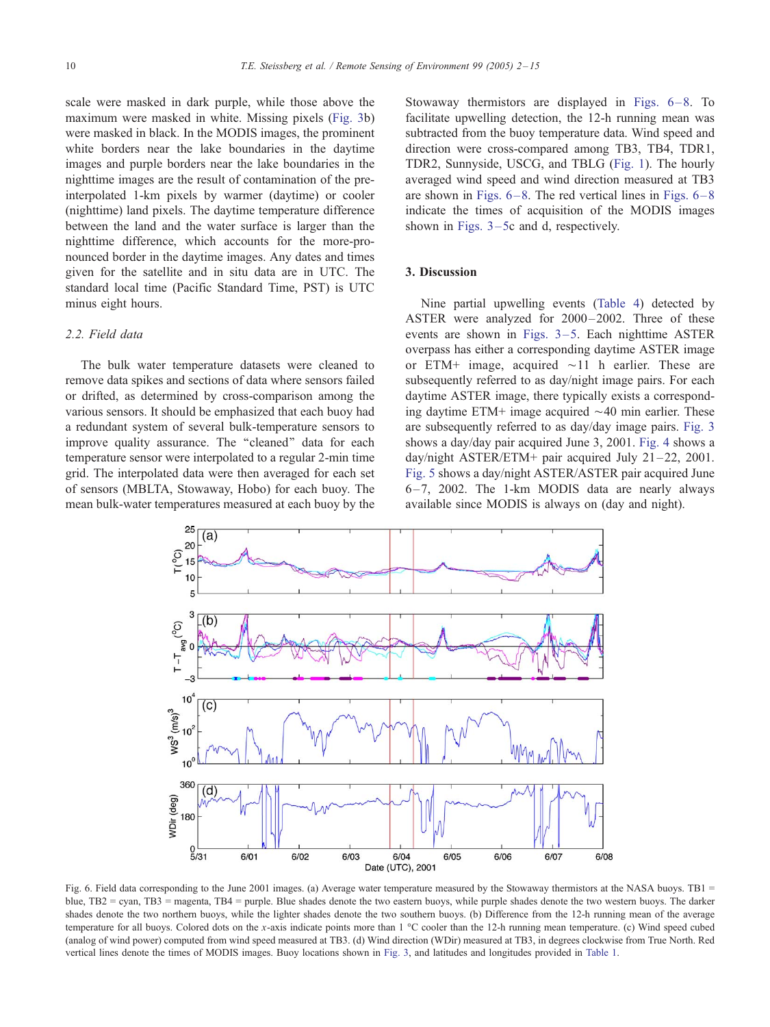scale were masked in dark purple, while those above the maximum were masked in white. Missing pixels (Fig. 3b) were masked in black. In the MODIS images, the prominent white borders near the lake boundaries in the daytime images and purple borders near the lake boundaries in the nighttime images are the result of contamination of the pre-interpolated 1-km pixels by warmer (daytime) or cooler (nighttime) land pixels. The daytime temperature difference between the land and the water surface is larger than the nighttime difference, which accounts for the more-pronounced border in the daytime images. Any dates and times given for the satellite and in situ data are in UTC. The standard local time (Pacific Standard Time, PST) is UTC minus eight hours.

### 2.2. Field data

The bulk water temperature datasets were cleaned to remove data spikes and sections of data where sensors failed or drifted, as determined by cross-comparison among the various sensors. It should be emphasized that each buoy had a redundant system of several bulk-temperature sensors to improve quality assurance. The "cleaned" data for each temperature sensor were interpolated to a regular 2-min time grid. The interpolated data were then averaged for each set of sensors (MBLTA, Stowaway, Hobo) for each buoy. The mean bulk-water temperatures measured at each buoy by the Stowaway thermistors are displayed in Figs. 6–8. To facilitate upwelling detection, the 12-h running mean was subtracted from the buoy temperature data. Wind speed and direction were cross-compared among TB3, TB4, TDR1, TDR2, Sunnyside, USCG, and TBLG (Fig. 1). The hourly averaged wind speed and wind direction measured at TB3 are shown in Figs. 6–8. The red vertical lines in Figs. 6–8 indicate the times of acquisition of the MODIS images shown in Figs. 3–5c and d, respectively.

## 3. Discussion

Nine partial upwelling events (Table 4) detected by ASTER were analyzed for 2000–2002. Three of these events are shown in Figs. 3–5. Each nighttime ASTER overpass has either a corresponding daytime ASTER image or ETM+ image, acquired ~11 h earlier. These are subsequently referred to as day/night image pairs. For each daytime ASTER image, there typically exists a corresponding daytime ETM+ image acquired ~40 min earlier. These are subsequently referred to as day/day image pairs. Fig. 3 shows a day/day pair acquired June 3, 2001. Fig. 4 shows a day/night ASTER/ETM+ pair acquired July 21–22, 2001. Fig. 5 shows a day/night ASTER/ASTER pair acquired June 6–7, 2002. The 1-km MODIS data are nearly always available since MODIS is always on (day and night).

Fig. 6. Field data corresponding to the June 2001 images. (a) Average water temperature measured by the Stowaway thermistors at the NASA buoys. TB1 = blue, TB2 = cyan, TB3 = magenta, TB4 = purple. Blue shades denote the two eastern buoys, while purple shades denote the two western buoys. The darker shades denote the two northern buoys, while the lighter shades denote the two southern buoys. (b) Difference from the 12-h running mean of the average temperature for all buoys. Colored dots on the x-axis indicate points more than 1 °C cooler than the 12-h running mean temperature. (c) Wind speed cubed (analog of wind power) computed from wind speed measured at TB3. (d) Wind direction (WDir) measured at TB3, in degrees clockwise from True North. Red vertical lines denote the times of MODIS images. Buoy locations shown in Fig. 3, and latitudes and longitudes provided in Table 1.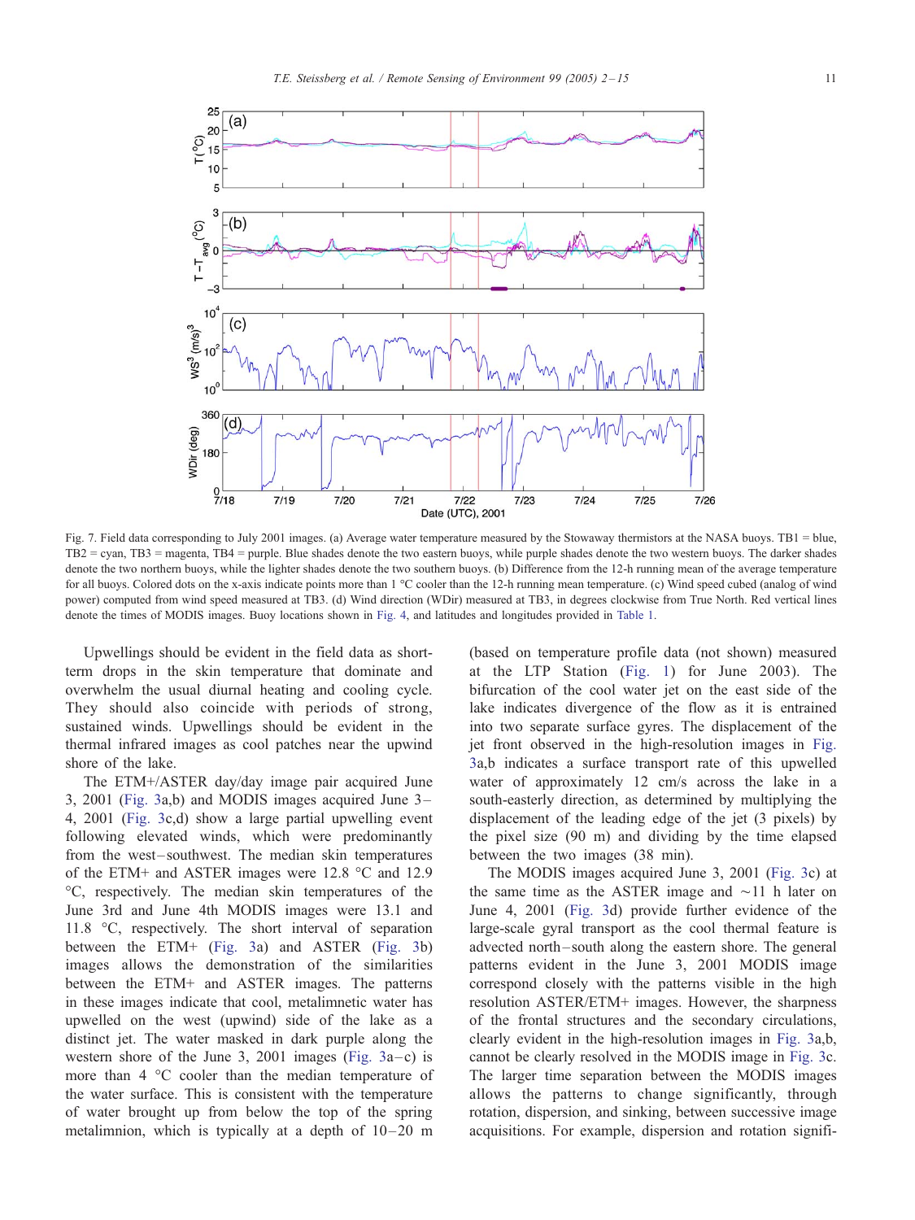Fig. 7. Field data corresponding to July 2001 images. (a) Average water temperature measured by the Stowaway thermistors at the NASA buoys. TB1 = blue, TB2 = cyan, TB3 = magenta, TB4 = purple. Blue shades denote the two eastern buoys, while purple shades denote the two western buoys. The darker shades denote the two northern buoys, while the lighter shades denote the two southern buoys. (b) Difference from the 12-h running mean of the average temperature for all buoys. Colored dots on the x-axis indicate points more than 1 °C cooler than the 12-h running mean temperature. (c) Wind speed cubed (analog of wind power) computed from wind speed measured at TB3. (d) Wind direction (WDir) measured at TB3, in degrees clockwise from True North. Red vertical lines denote the times of MODIS images. Buoy locations shown in Fig. 4, and latitudes and longitudes provided in Table 1.

Upwellings should be evident in the field data as short-term drops in the skin temperature that dominate and overwhelm the usual diurnal heating and cooling cycle. They should also coincide with periods of strong, sustained winds. Upwellings should be evident in the thermal infrared images as cool patches near the upwind shore of the lake.

The ETM+/ASTER day/day image pair acquired June 3, 2001 (Fig. 3a,b) and MODIS images acquired June 3–4, 2001 (Fig. 3c,d) show a large partial upwelling event following elevated winds, which were predominantly from the west–southwest. The median skin temperatures of the ETM+ and ASTER images were 12.8 °C and 12.9 °C, respectively. The median skin temperatures of the June 3rd and June 4th MODIS images were 13.1 and 11.8 °C, respectively. The short interval of separation between the ETM+ (Fig. 3a) and ASTER (Fig. 3b) images allows the demonstration of the similarities between the ETM+ and ASTER images. The patterns in these images indicate that cool, metalimnetic water has upwelled on the west (upwind) side of the lake as a distinct jet. The water masked in dark purple along the western shore of the June 3, 2001 images (Fig. 3a–c) is more than 4 °C cooler than the median temperature of the water surface. This is consistent with the temperature of water brought up from below the top of the spring metalimnion, which is typically at a depth of 10–20 m (based on temperature profile data (not shown) measured at the LTP Station (Fig. 1) for June 2003). The bifurcation of the cool water jet on the east side of the lake indicates divergence of the flow as it is entrained into two separate surface gyres. The displacement of the jet front observed in the high-resolution images in Fig. 3a,b indicates a surface transport rate of this upwelled water of approximately 12 cm/s across the lake in a south-easterly direction, as determined by multiplying the displacement of the leading edge of the jet (3 pixels) by the pixel size (90 m) and dividing by the time elapsed between the two images (38 min).

The MODIS images acquired June 3, 2001 (Fig. 3c) at the same time as the ASTER image and ~11 h later on June 4, 2001 (Fig. 3d) provide further evidence of the large-scale gyral transport as the cool thermal feature is advected north–south along the eastern shore. The general patterns evident in the June 3, 2001 MODIS image correspond closely with the patterns visible in the high resolution ASTER/ETM+ images. However, the sharpness of the frontal structures and the secondary circulations, clearly evident in the high-resolution images in Fig. 3a,b, cannot be clearly resolved in the MODIS image in Fig. 3c. The larger time separation between the MODIS images allows the patterns to change significantly, through rotation, dispersion, and sinking, between successive image acquisitions. For example, dispersion and rotation signifi-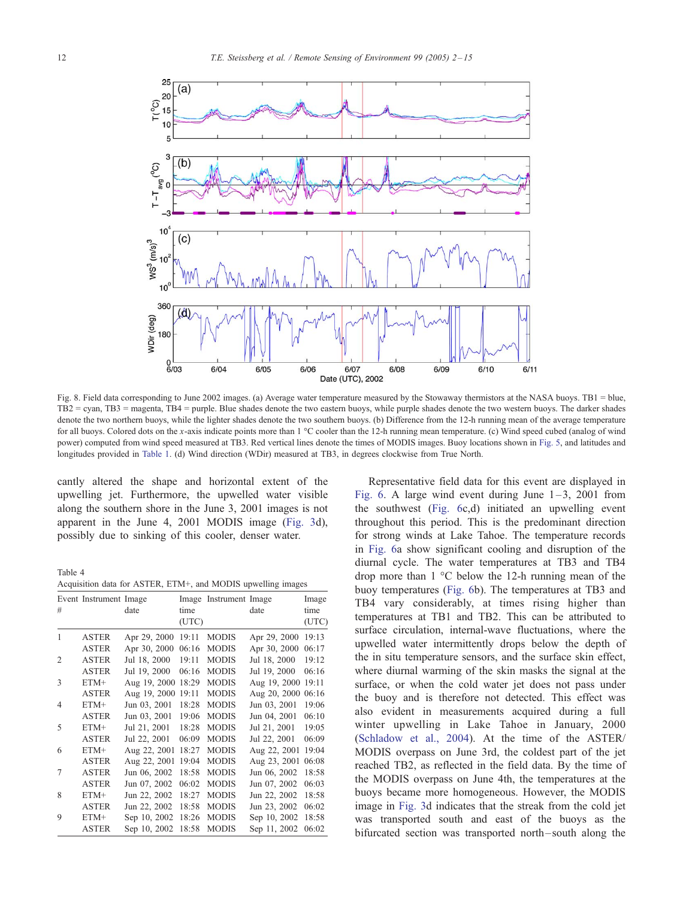Fig. 8. Field data corresponding to June 2002 images. (a) Average water temperature measured by the Stowaway thermistors at the NASA buoys. TB1 = blue, TB2 = cyan, TB3 = magenta, TB4 = purple. Blue shades denote the two eastern buoys, while purple shades denote the two western buoys. The darker shades denote the two northern buoys, while the lighter shades denote the two southern buoys. (b) Difference from the 12-h running mean of the average temperature for all buoys. Colored dots on the *x*-axis indicate points more than 1 °C cooler than the 12-h running mean temperature. (c) Wind speed cubed (analog of wind power) computed from wind speed measured at TB3. Red vertical lines denote the times of MODIS images. Buoy locations shown in Fig. 5, and latitudes and longitudes provided in Table 1. (d) Wind direction (WDir) measured at TB3, in degrees clockwise from True North.

cantly altered the shape and horizontal extent of the upwelling jet. Furthermore, the upwelled water visible along the southern shore in the June 3, 2001 images is not apparent in the June 4, 2001 MODIS image (Fig. 3d), possibly due to sinking of this cooler, denser water.

Table 4
Acquisition data for ASTER, ETM+, and MODIS upwelling images

| Event # | Instrument | Image date | Image time (UTC) | Instrument | Image date | Image time (UTC) |
|---|---|---|---|---|---|---|
| 1 | ASTER | Apr 29, 2000 | 19:11 | MODIS | Apr 29, 2000 | 19:13 |
| | ASTER | Apr 30, 2000 | 06:16 | MODIS | Apr 30, 2000 | 06:17 |
| 2 | ASTER | Jul 18, 2000 | 19:11 | MODIS | Jul 18, 2000 | 19:12 |
| | ASTER | Jul 19, 2000 | 06:16 | MODIS | Jul 19, 2000 | 06:16 |
| 3 | ETM+ | Aug 19, 2000 | 18:29 | MODIS | Aug 19, 2000 | 19:11 |
| | ASTER | Aug 19, 2000 | 19:11 | MODIS | Aug 20, 2000 | 06:16 |
| 4 | ETM+ | Jun 03, 2001 | 18:28 | MODIS | Jun 03, 2001 | 19:06 |
| | ASTER | Jun 03, 2001 | 19:06 | MODIS | Jun 04, 2001 | 06:10 |
| 5 | ETM+ | Jul 21, 2001 | 18:28 | MODIS | Jul 21, 2001 | 19:05 |
| | ASTER | Jul 22, 2001 | 06:09 | MODIS | Jul 22, 2001 | 06:09 |
| 6 | ETM+ | Aug 22, 2001 | 18:27 | MODIS | Aug 22, 2001 | 19:04 |
| | ASTER | Aug 22, 2001 | 19:04 | MODIS | Aug 23, 2001 | 06:08 |
| 7 | ASTER | Jun 06, 2002 | 18:58 | MODIS | Jun 06, 2002 | 18:58 |
| | ASTER | Jun 07, 2002 | 06:02 | MODIS | Jun 07, 2002 | 06:03 |
| 8 | ETM+ | Jun 22, 2002 | 18:27 | MODIS | Jun 22, 2002 | 18:58 |
| | ASTER | Jun 22, 2002 | 18:58 | MODIS | Jun 23, 2002 | 06:02 |
| 9 | ETM+ | Sep 10, 2002 | 18:26 | MODIS | Sep 10, 2002 | 18:58 |
| | ASTER | Sep 10, 2002 | 18:58 | MODIS | Sep 11, 2002 | 06:02 |

Representative field data for this event are displayed in Fig. 6. A large wind event during June 1–3, 2001 from the southwest (Fig. 6c,d) initiated an upwelling event throughout this period. This is the predominant direction for strong winds at Lake Tahoe. The temperature records in Fig. 6a show significant cooling and disruption of the diurnal cycle. The water temperatures at TB3 and TB4 drop more than 1 °C below the 12-h running mean of the buoy temperatures (Fig. 6b). The temperatures at TB3 and TB4 vary considerably, at times rising higher than temperatures at TB1 and TB2. This can be attributed to surface circulation, internal-wave fluctuations, where the upwelled water intermittently drops below the depth of the in situ temperature sensors, and the surface skin effect, where diurnal warming of the skin masks the signal at the surface, or when the cold water jet does not pass under the buoy and is therefore not detected. This effect was also evident in measurements acquired during a full winter upwelling in Lake Tahoe in January, 2000 (Schladow et al., 2004). At the time of the ASTER/MODIS overpass on June 3rd, the coldest part of the jet reached TB2, as reflected in the field data. By the time of the MODIS overpass on June 4th, the temperatures at the buoys became more homogeneous. However, the MODIS image in Fig. 3d indicates that the streak from the cold jet was transported south and east of the buoys as the bifurcated section was transported north–south along the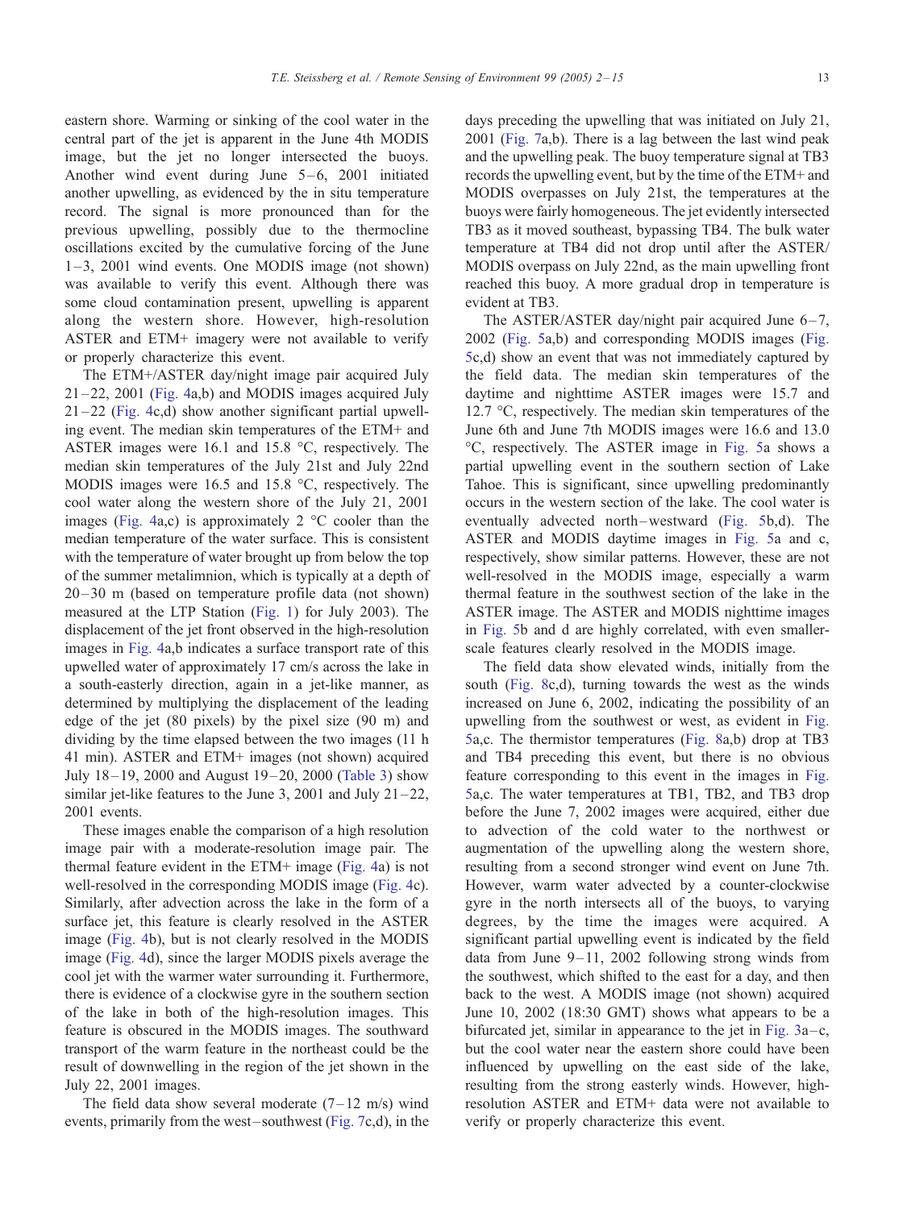eastern shore. Warming or sinking of the cool water in the central part of the jet is apparent in the June 4th MODIS image, but the jet no longer intersected the buoys. Another wind event during June 5–6, 2001 initiated another upwelling, as evidenced by the in situ temperature record. The signal is more pronounced than for the previous upwelling, possibly due to the thermocline oscillations excited by the cumulative forcing of the June 1–3, 2001 wind events. One MODIS image (not shown) was available to verify this event. Although there was some cloud contamination present, upwelling is apparent along the western shore. However, high-resolution ASTER and ETM+ imagery were not available to verify or properly characterize this event.

The ETM+/ASTER day/night image pair acquired July 21–22, 2001 (Fig. 4a,b) and MODIS images acquired July 21–22 (Fig. 4c,d) show another significant partial upwelling event. The median skin temperatures of the ETM+ and ASTER images were 16.1 and 15.8 °C, respectively. The median skin temperatures of the July 21st and July 22nd MODIS images were 16.5 and 15.8 °C, respectively. The cool water along the western shore of the July 21, 2001 images (Fig. 4a,c) is approximately 2 °C cooler than the median temperature of the water surface. This is consistent with the temperature of water brought up from below the top of the summer metalimnion, which is typically at a depth of 20–30 m (based on temperature profile data (not shown) measured at the LTP Station (Fig. 1) for July 2003). The displacement of the jet front observed in the high-resolution images in Fig. 4a,b indicates a surface transport rate of this upwelled water of approximately 17 cm/s across the lake in a south-easterly direction, again in a jet-like manner, as determined by multiplying the displacement of the leading edge of the jet (80 pixels) by the pixel size (90 m) and dividing by the time elapsed between the two images (11 h 41 min). ASTER and ETM+ images (not shown) acquired July 18–19, 2000 and August 19–20, 2000 (Table 3) show similar jet-like features to the June 3, 2001 and July 21–22, 2001 events.

These images enable the comparison of a high resolution image pair with a moderate-resolution image pair. The thermal feature evident in the ETM+ image (Fig. 4a) is not well-resolved in the corresponding MODIS image (Fig. 4c). Similarly, after advection across the lake in the form of a surface jet, this feature is clearly resolved in the ASTER image (Fig. 4b), but is not clearly resolved in the MODIS image (Fig. 4d), since the larger MODIS pixels average the cool jet with the warmer water surrounding it. Furthermore, there is evidence of a clockwise gyre in the southern section of the lake in both of the high-resolution images. This feature is obscured in the MODIS images. The southward transport of the warm feature in the northeast could be the result of downwelling in the region of the jet shown in the July 22, 2001 images.

The field data show several moderate (7–12 m/s) wind events, primarily from the west–southwest (Fig. 7c,d), in the days preceding the upwelling that was initiated on July 21, 2001 (Fig. 7a,b). There is a lag between the last wind peak and the upwelling peak. The buoy temperature signal at TB3 records the upwelling event, but by the time of the ETM+ and MODIS overpasses on July 21st, the temperatures at the buoys were fairly homogeneous. The jet evidently intersected TB3 as it moved southeast, bypassing TB4. The bulk water temperature at TB4 did not drop until after the ASTER/MODIS overpass on July 22nd, as the main upwelling front reached this buoy. A more gradual drop in temperature is evident at TB3.

The ASTER/ASTER day/night pair acquired June 6–7, 2002 (Fig. 5a,b) and corresponding MODIS images (Fig. 5c,d) show an event that was not immediately captured by the field data. The median skin temperatures of the daytime and nighttime ASTER images were 15.7 and 12.7 °C, respectively. The median skin temperatures of the June 6th and June 7th MODIS images were 16.6 and 13.0 °C, respectively. The ASTER image in Fig. 5a shows a partial upwelling event in the southern section of Lake Tahoe. This is significant, since upwelling predominantly occurs in the western section of the lake. The cool water is eventually advected north–westward (Fig. 5b,d). The ASTER and MODIS daytime images in Fig. 5a and c, respectively, show similar patterns. However, these are not well-resolved in the MODIS image, especially a warm thermal feature in the southwest section of the lake in the ASTER image. The ASTER and MODIS nighttime images in Fig. 5b and d are highly correlated, with even smaller-scale features clearly resolved in the MODIS image.

The field data show elevated winds, initially from the south (Fig. 8c,d), turning towards the west as the winds increased on June 6, 2002, indicating the possibility of an upwelling from the southwest or west, as evident in Fig. 5a,c. The thermistor temperatures (Fig. 8a,b) drop at TB3 and TB4 preceding this event, but there is no obvious feature corresponding to this event in the images in Fig. 5a,c. The water temperatures at TB1, TB2, and TB3 drop before the June 7, 2002 images were acquired, either due to advection of the cold water to the northwest or augmentation of the upwelling along the western shore, resulting from a second stronger wind event on June 7th. However, warm water advected by a counter-clockwise gyre in the north intersects all of the buoys, to varying degrees, by the time the images were acquired. A significant partial upwelling event is indicated by the field data from June 9–11, 2002 following strong winds from the southwest, which shifted to the east for a day, and then back to the west. A MODIS image (not shown) acquired June 10, 2002 (18:30 GMT) shows what appears to be a bifurcated jet, similar in appearance to the jet in Fig. 3a–c, but the cool water near the eastern shore could have been influenced by upwelling on the east side of the lake, resulting from the strong easterly winds. However, high-resolution ASTER and ETM+ data were not available to verify or properly characterize this event.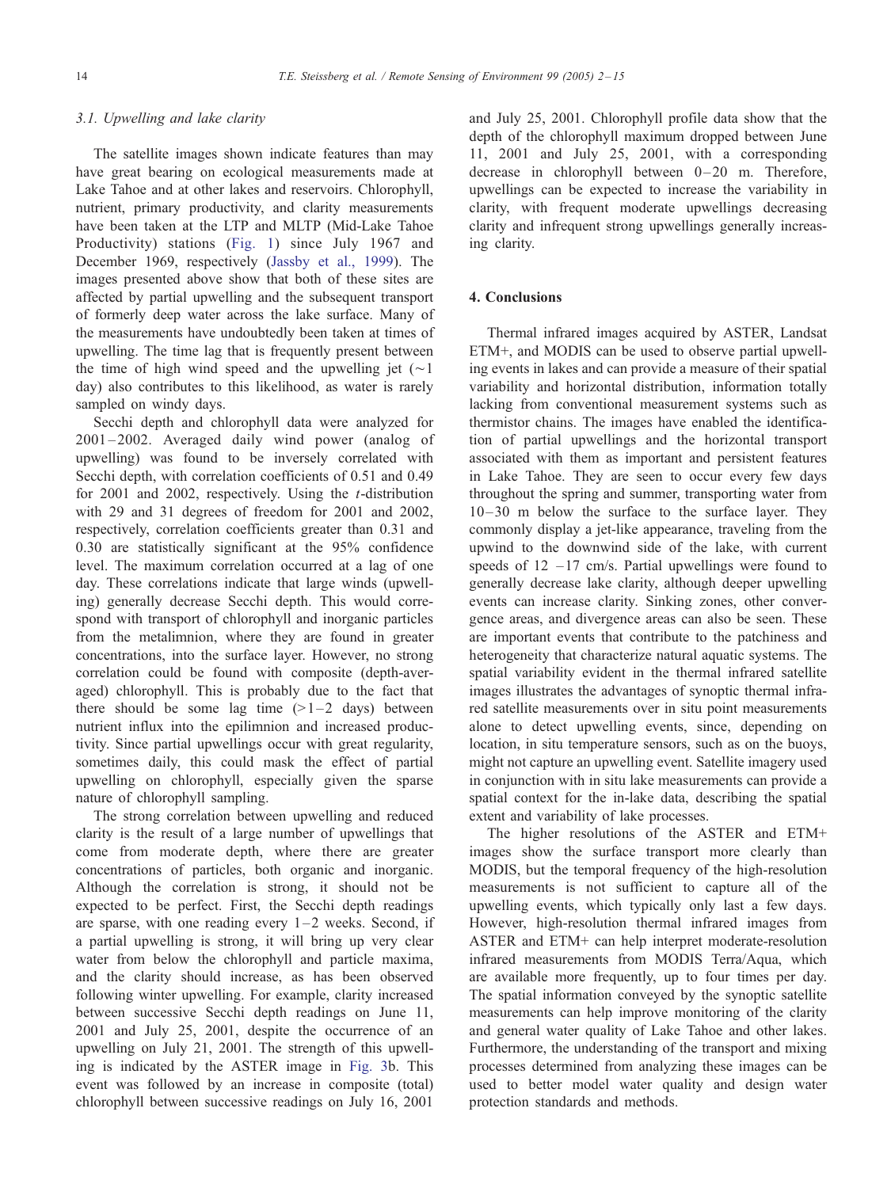### 3.1. Upwelling and lake clarity

The satellite images shown indicate features than may have great bearing on ecological measurements made at Lake Tahoe and at other lakes and reservoirs. Chlorophyll, nutrient, primary productivity, and clarity measurements have been taken at the LTP and MLTP (Mid-Lake Tahoe Productivity) stations (Fig. 1) since July 1967 and December 1969, respectively (Jassby et al., 1999). The images presented above show that both of these sites are affected by partial upwelling and the subsequent transport of formerly deep water across the lake surface. Many of the measurements have undoubtedly been taken at times of upwelling. The time lag that is frequently present between the time of high wind speed and the upwelling jet ($\sim$1 day) also contributes to this likelihood, as water is rarely sampled on windy days.

Secchi depth and chlorophyll data were analyzed for 2001–2002. Averaged daily wind power (analog of upwelling) was found to be inversely correlated with Secchi depth, with correlation coefficients of 0.51 and 0.49 for 2001 and 2002, respectively. Using the $t$-distribution with 29 and 31 degrees of freedom for 2001 and 2002, respectively, correlation coefficients greater than 0.31 and 0.30 are statistically significant at the 95% confidence level. The maximum correlation occurred at a lag of one day. These correlations indicate that large winds (upwelling) generally decrease Secchi depth. This would correspond with transport of chlorophyll and inorganic particles from the metalimnion, where they are found in greater concentrations, into the surface layer. However, no strong correlation could be found with composite (depth-averaged) chlorophyll. This is probably due to the fact that there should be some lag time ($>$1–2 days) between nutrient influx into the epilimnion and increased productivity. Since partial upwellings occur with great regularity, sometimes daily, this could mask the effect of partial upwelling on chlorophyll, especially given the sparse nature of chlorophyll sampling.

The strong correlation between upwelling and reduced clarity is the result of a large number of upwellings that come from moderate depth, where there are greater concentrations of particles, both organic and inorganic. Although the correlation is strong, it should not be expected to be perfect. First, the Secchi depth readings are sparse, with one reading every 1–2 weeks. Second, if a partial upwelling is strong, it will bring up very clear water from below the chlorophyll and particle maxima, and the clarity should increase, as has been observed following winter upwelling. For example, clarity increased between successive Secchi depth readings on June 11, 2001 and July 25, 2001, despite the occurrence of an upwelling on July 21, 2001. The strength of this upwelling is indicated by the ASTER image in Fig. 3b. This event was followed by an increase in composite (total) chlorophyll between successive readings on July 16, 2001 and July 25, 2001. Chlorophyll profile data show that the depth of the chlorophyll maximum dropped between June 11, 2001 and July 25, 2001, with a corresponding decrease in chlorophyll between 0–20 m. Therefore, upwellings can be expected to increase the variability in clarity, with frequent moderate upwellings decreasing clarity and infrequent strong upwellings generally increasing clarity.

## 4. Conclusions

Thermal infrared images acquired by ASTER, Landsat ETM+, and MODIS can be used to observe partial upwelling events in lakes and can provide a measure of their spatial variability and horizontal distribution, information totally lacking from conventional measurement systems such as thermistor chains. The images have enabled the identification of partial upwellings and the horizontal transport associated with them as important and persistent features in Lake Tahoe. They are seen to occur every few days throughout the spring and summer, transporting water from 10–30 m below the surface to the surface layer. They commonly display a jet-like appearance, traveling from the upwind to the downwind side of the lake, with current speeds of 12 –17 cm/s. Partial upwellings were found to generally decrease lake clarity, although deeper upwelling events can increase clarity. Sinking zones, other convergence areas, and divergence areas can also be seen. These are important events that contribute to the patchiness and heterogeneity that characterize natural aquatic systems. The spatial variability evident in the thermal infrared satellite images illustrates the advantages of synoptic thermal infrared satellite measurements over in situ point measurements alone to detect upwelling events, since, depending on location, in situ temperature sensors, such as on the buoys, might not capture an upwelling event. Satellite imagery used in conjunction with in situ lake measurements can provide a spatial context for the in-lake data, describing the spatial extent and variability of lake processes.

The higher resolutions of the ASTER and ETM+ images show the surface transport more clearly than MODIS, but the temporal frequency of the high-resolution measurements is not sufficient to capture all of the upwelling events, which typically only last a few days. However, high-resolution thermal infrared images from ASTER and ETM+ can help interpret moderate-resolution infrared measurements from MODIS Terra/Aqua, which are available more frequently, up to four times per day. The spatial information conveyed by the synoptic satellite measurements can help improve monitoring of the clarity and general water quality of Lake Tahoe and other lakes. Furthermore, the understanding of the transport and mixing processes determined from analyzing these images can be used to better model water quality and design water protection standards and methods.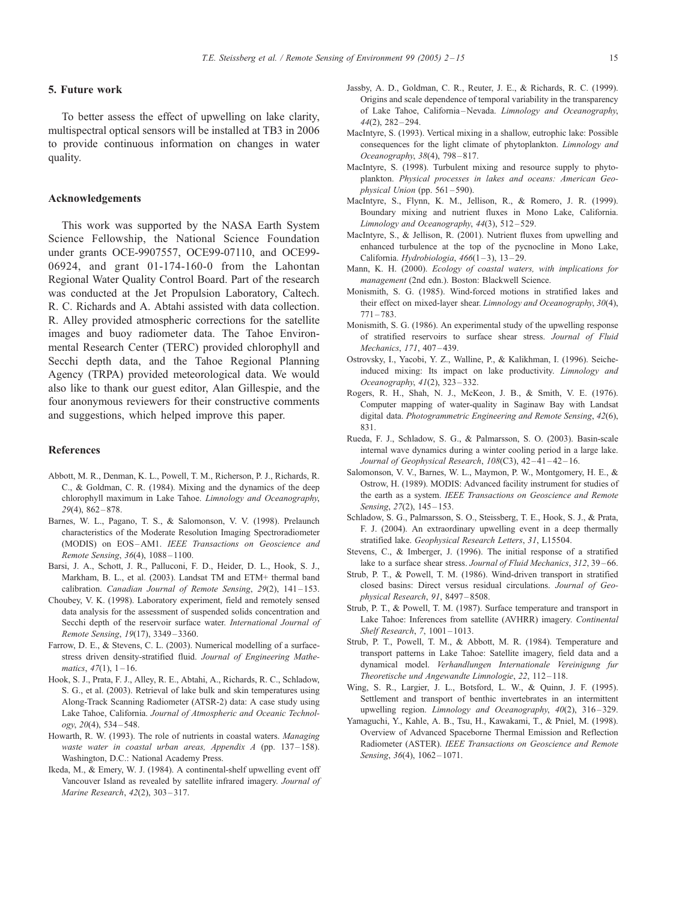## 5. Future work

To better assess the effect of upwelling on lake clarity, multispectral optical sensors will be installed at TB3 in 2006 to provide continuous information on changes in water quality.

## Acknowledgements

This work was supported by the NASA Earth System Science Fellowship, the National Science Foundation under grants OCE-9907557, OCE99-07110, and OCE99-06924, and grant 01-174-160-0 from the Lahontan Regional Water Quality Control Board. Part of the research was conducted at the Jet Propulsion Laboratory, Caltech. R. C. Richards and A. Abtahi assisted with data collection. R. Alley provided atmospheric corrections for the satellite images and buoy radiometer data. The Tahoe Environmental Research Center (TERC) provided chlorophyll and Secchi depth data, and the Tahoe Regional Planning Agency (TRPA) provided meteorological data. We would also like to thank our guest editor, Alan Gillespie, and the four anonymous reviewers for their constructive comments and suggestions, which helped improve this paper.

## References

Abbott, M. R., Denman, K. L., Powell, T. M., Richerson, P. J., Richards, R. C., & Goldman, C. R. (1984). Mixing and the dynamics of the deep chlorophyll maximum in Lake Tahoe. *Limnology and Oceanography*, *29*(4), 862–878.

Barnes, W. L., Pagano, T. S., & Salomonson, V. V. (1998). Prelaunch characteristics of the Moderate Resolution Imaging Spectroradiometer (MODIS) on EOS–AM1. *IEEE Transactions on Geoscience and Remote Sensing*, *36*(4), 1088–1100.

Barsi, J. A., Schott, J. R., Palluconi, F. D., Heider, D. L., Hook, S. J., Markham, B. L., et al. (2003). Landsat TM and ETM+ thermal band calibration. *Canadian Journal of Remote Sensing*, *29*(2), 141–153.

Choubey, V. K. (1998). Laboratory experiment, field and remotely sensed data analysis for the assessment of suspended solids concentration and Secchi depth of the reservoir surface water. *International Journal of Remote Sensing*, *19*(17), 3349–3360.

Farrow, D. E., & Stevens, C. L. (2003). Numerical modelling of a surface-stress driven density-stratified fluid. *Journal of Engineering Mathematics*, *47*(1), 1–16.

Hook, S. J., Prata, F. J., Alley, R. E., Abtahi, A., Richards, R. C., Schladow, S. G., et al. (2003). Retrieval of lake bulk and skin temperatures using Along-Track Scanning Radiometer (ATSR-2) data: A case study using Lake Tahoe, California. *Journal of Atmospheric and Oceanic Technology*, *20*(4), 534–548.

Howarth, R. W. (1993). The role of nutrients in coastal waters. *Managing waste water in coastal urban areas, Appendix A* (pp. 137–158). Washington, D.C.: National Academy Press.

Ikeda, M., & Emery, W. J. (1984). A continental-shelf upwelling event off Vancouver Island as revealed by satellite infrared imagery. *Journal of Marine Research*, *42*(2), 303–317.

Jassby, A. D., Goldman, C. R., Reuter, J. E., & Richards, R. C. (1999). Origins and scale dependence of temporal variability in the transparency of Lake Tahoe, California–Nevada. *Limnology and Oceanography*, *44*(2), 282–294.

MacIntyre, S. (1993). Vertical mixing in a shallow, eutrophic lake: Possible consequences for the light climate of phytoplankton. *Limnology and Oceanography*, *38*(4), 798–817.

MacIntyre, S. (1998). Turbulent mixing and resource supply to phytoplankton. *Physical processes in lakes and oceans: American Geophysical Union* (pp. 561–590).

MacIntyre, S., Flynn, K. M., Jellison, R., & Romero, J. R. (1999). Boundary mixing and nutrient fluxes in Mono Lake, California. *Limnology and Oceanography*, *44*(3), 512–529.

MacIntyre, S., & Jellison, R. (2001). Nutrient fluxes from upwelling and enhanced turbulence at the top of the pycnocline in Mono Lake, California. *Hydrobiologia*, *466*(1–3), 13–29.

Mann, K. H. (2000). *Ecology of coastal waters, with implications for management* (2nd edn.). Boston: Blackwell Science.

Monismith, S. G. (1985). Wind-forced motions in stratified lakes and their effect on mixed-layer shear. *Limnology and Oceanography*, *30*(4), 771–783.

Monismith, S. G. (1986). An experimental study of the upwelling response of stratified reservoirs to surface shear stress. *Journal of Fluid Mechanics*, *171*, 407–439.

Ostrovsky, I., Yacobi, Y. Z., Walline, P., & Kalikhman, I. (1996). Seiche-induced mixing: Its impact on lake productivity. *Limnology and Oceanography*, *41*(2), 323–332.

Rogers, R. H., Shah, N. J., McKeon, J. B., & Smith, V. E. (1976). Computer mapping of water-quality in Saginaw Bay with Landsat digital data. *Photogrammetric Engineering and Remote Sensing*, *42*(6), 831.

Rueda, F. J., Schladow, S. G., & Palmarsson, S. O. (2003). Basin-scale internal wave dynamics during a winter cooling period in a large lake. *Journal of Geophysical Research*, *108*(C3), 42–41–42–16.

Salomonson, V. V., Barnes, W. L., Maymon, P. W., Montgomery, H. E., & Ostrow, H. (1989). MODIS: Advanced facility instrument for studies of the earth as a system. *IEEE Transactions on Geoscience and Remote Sensing*, *27*(2), 145–153.

Schladow, S. G., Palmarsson, S. O., Steissberg, T. E., Hook, S. J., & Prata, F. J. (2004). An extraordinary upwelling event in a deep thermally stratified lake. *Geophysical Research Letters*, *31*, L15504.

Stevens, C., & Imberger, J. (1996). The initial response of a stratified lake to a surface shear stress. *Journal of Fluid Mechanics*, *312*, 39–66.

Strub, P. T., & Powell, T. M. (1986). Wind-driven transport in stratified closed basins: Direct versus residual circulations. *Journal of Geophysical Research*, *91*, 8497–8508.

Strub, P. T., & Powell, T. M. (1987). Surface temperature and transport in Lake Tahoe: Inferences from satellite (AVHRR) imagery. *Continental Shelf Research*, *7*, 1001–1013.

Strub, P. T., Powell, T. M., & Abbott, M. R. (1984). Temperature and transport patterns in Lake Tahoe: Satellite imagery, field data and a dynamical model. *Verhandlungen Internationale Vereinigung fur Theoretische und Angewandte Limnologie*, *22*, 112–118.

Wing, S. R., Largier, J. L., Botsford, L. W., & Quinn, J. F. (1995). Settlement and transport of benthic invertebrates in an intermittent upwelling region. *Limnology and Oceanography*, *40*(2), 316–329.

Yamaguchi, Y., Kahle, A. B., Tsu, H., Kawakami, T., & Pniel, M. (1998). Overview of Advanced Spaceborne Thermal Emission and Reflection Radiometer (ASTER). *IEEE Transactions on Geoscience and Remote Sensing*, *36*(4), 1062–1071.